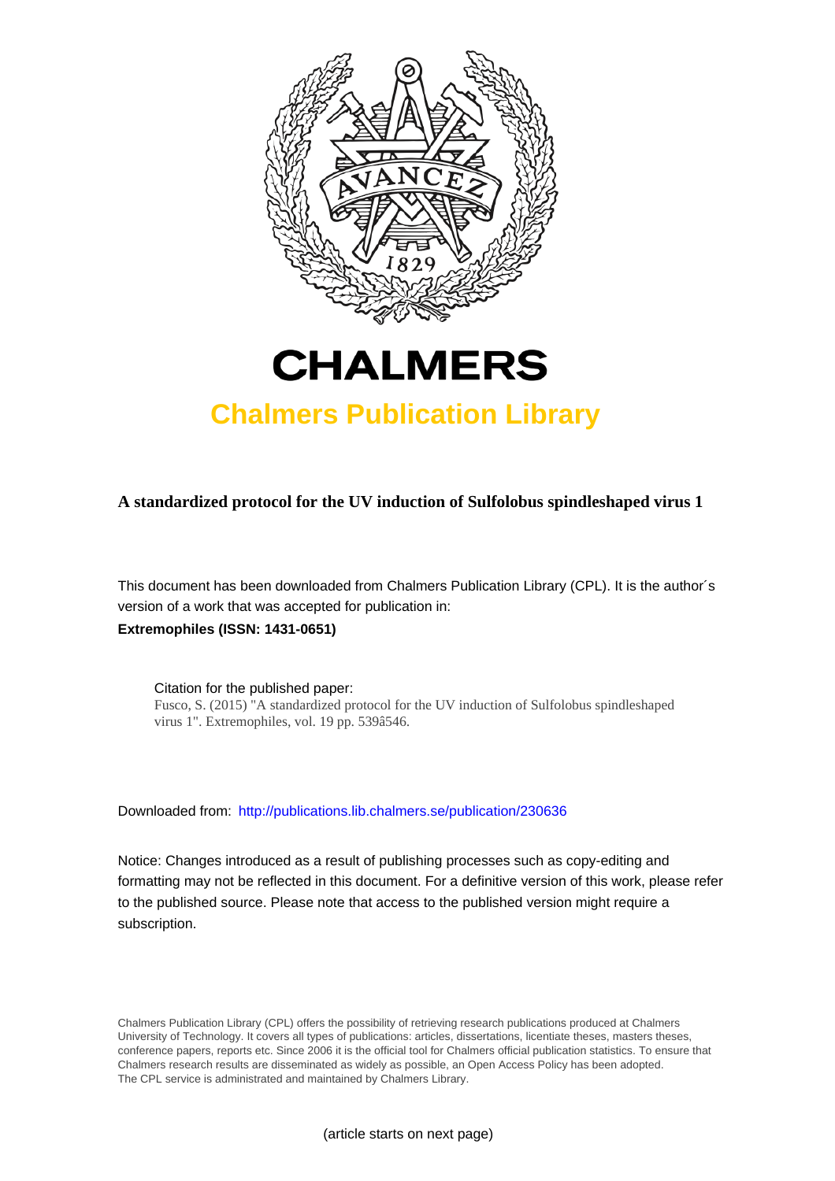# CHALMERS

## Chalmers Publication Library

**A standardized protocol for the UV induction of Sulfolobus spindleshaped virus 1**

This document has been downloaded from Chalmers Publication Library (CPL). It is the author´s version of a work that was accepted for publication in:

**Extremophiles (ISSN: 1431-0651)**

Citation for the published paper:
Fusco, S. (2015) "A standardized protocol for the UV induction of Sulfolobus spindleshaped virus 1". Extremophiles, vol. 19 pp. 539â546.

Downloaded from: http://publications.lib.chalmers.se/publication/230636

Notice: Changes introduced as a result of publishing processes such as copy-editing and formatting may not be reflected in this document. For a definitive version of this work, please refer to the published source. Please note that access to the published version might require a subscription.

Chalmers Publication Library (CPL) offers the possibility of retrieving research publications produced at Chalmers University of Technology. It covers all types of publications: articles, dissertations, licentiate theses, masters theses, conference papers, reports etc. Since 2006 it is the official tool for Chalmers official publication statistics. To ensure that Chalmers research results are disseminated as widely as possible, an Open Access Policy has been adopted. The CPL service is administrated and maintained by Chalmers Library.

(article starts on next page)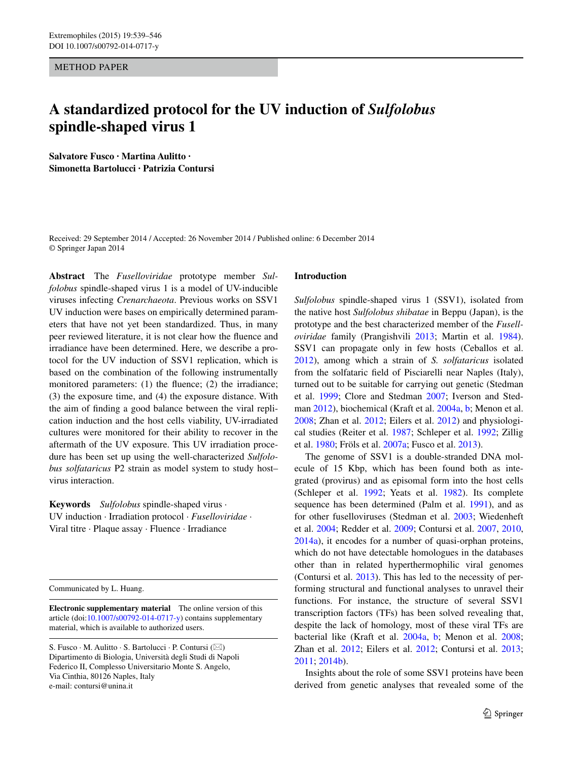# A standardized protocol for the UV induction of *Sulfolobus* spindle-shaped virus 1

**Salvatore Fusco · Martina Aulitto · Simonetta Bartolucci · Patrizia Contursi**

Received: 29 September 2014 / Accepted: 26 November 2014 / Published online: 6 December 2014
© Springer Japan 2014

**Abstract** The *Fuselloviridae* prototype member *Sulfolobus* spindle-shaped virus 1 is a model of UV-inducible viruses infecting *Crenarchaeota*. Previous works on SSV1 UV induction were bases on empirically determined parameters that have not yet been standardized. Thus, in many peer reviewed literature, it is not clear how the fluence and irradiance have been determined. Here, we describe a protocol for the UV induction of SSV1 replication, which is based on the combination of the following instrumentally monitored parameters: (1) the fluence; (2) the irradiance; (3) the exposure time, and (4) the exposure distance. With the aim of finding a good balance between the viral replication induction and the host cells viability, UV-irradiated cultures were monitored for their ability to recover in the aftermath of the UV exposure. This UV irradiation procedure has been set up using the well-characterized *Sulfolobus solfataricus* P2 strain as model system to study host–virus interaction.

**Keywords** *Sulfolobus* spindle-shaped virus · UV induction · Irradiation protocol · *Fuselloviridae* · Viral titre · Plaque assay · Fluence · Irradiance

Communicated by L. Huang.

**Electronic supplementary material** The online version of this article (doi:10.1007/s00792-014-0717-y) contains supplementary material, which is available to authorized users.

S. Fusco · M. Aulitto · S. Bartolucci · P. Contursi (✉)
Dipartimento di Biologia, Università degli Studi di Napoli Federico II, Complesso Universitario Monte S. Angelo, Via Cinthia, 80126 Naples, Italy
e-mail: contursi@unina.it

## Introduction

*Sulfolobus* spindle-shaped virus 1 (SSV1), isolated from the native host *Sulfolobus shibatae* in Beppu (Japan), is the prototype and the best characterized member of the *Fuselloviridae* family (Prangishvili 2013; Martin et al. 1984). SSV1 can propagate only in few hosts (Ceballos et al. 2012), among which a strain of *S. solfataricus* isolated from the solfataric field of Pisciarelli near Naples (Italy), turned out to be suitable for carrying out genetic (Stedman et al. 1999; Clore and Stedman 2007; Iverson and Stedman 2012), biochemical (Kraft et al. 2004a, b; Menon et al. 2008; Zhan et al. 2012; Eilers et al. 2012) and physiological studies (Reiter et al. 1987; Schleper et al. 1992; Zillig et al. 1980; Fröls et al. 2007a; Fusco et al. 2013).

The genome of SSV1 is a double-stranded DNA molecule of 15 Kbp, which has been found both as integrated (provirus) and as episomal form into the host cells (Schleper et al. 1992; Yeats et al. 1982). Its complete sequence has been determined (Palm et al. 1991), and as for other fuselloviruses (Stedman et al. 2003; Wiedenheft et al. 2004; Redder et al. 2009; Contursi et al. 2007, 2010, 2014a), it encodes for a number of quasi-orphan proteins, which do not have detectable homologues in the databases other than in related hyperthermophilic viral genomes (Contursi et al. 2013). This has led to the necessity of performing structural and functional analyses to unravel their functions. For instance, the structure of several SSV1 transcription factors (TFs) has been solved revealing that, despite the lack of homology, most of these viral TFs are bacterial like (Kraft et al. 2004a, b; Menon et al. 2008; Zhan et al. 2012; Eilers et al. 2012; Contursi et al. 2013; 2011; 2014b).

Insights about the role of some SSV1 proteins have been derived from genetic analyses that revealed some of the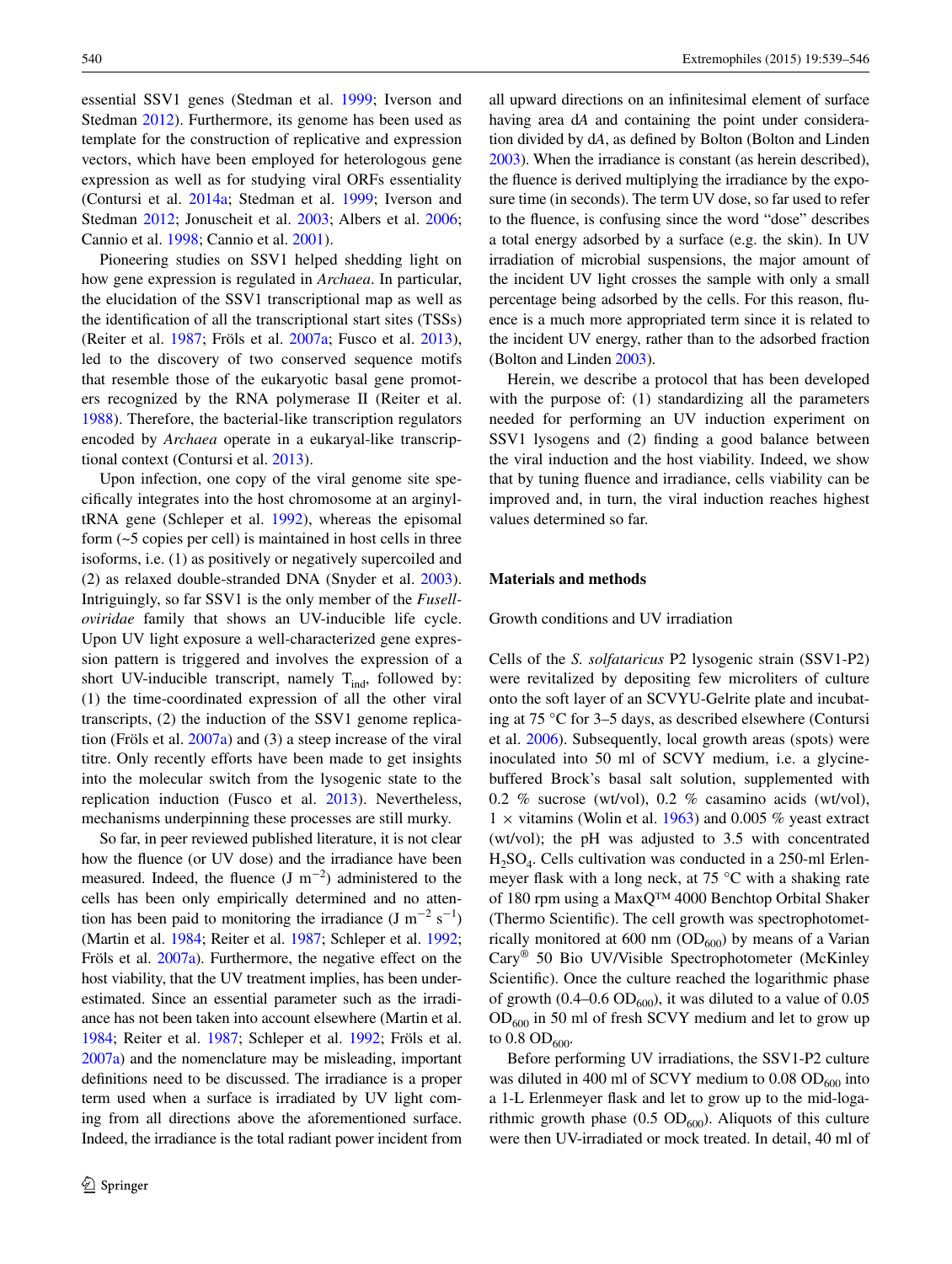essential SSV1 genes (Stedman et al. 1999; Iverson and Stedman 2012). Furthermore, its genome has been used as template for the construction of replicative and expression vectors, which have been employed for heterologous gene expression as well as for studying viral ORFs essentiality (Contursi et al. 2014a; Stedman et al. 1999; Iverson and Stedman 2012; Jonuscheit et al. 2003; Albers et al. 2006; Cannio et al. 1998; Cannio et al. 2001).

Pioneering studies on SSV1 helped shedding light on how gene expression is regulated in *Archaea*. In particular, the elucidation of the SSV1 transcriptional map as well as the identification of all the transcriptional start sites (TSSs) (Reiter et al. 1987; Fröls et al. 2007a; Fusco et al. 2013), led to the discovery of two conserved sequence motifs that resemble those of the eukaryotic basal gene promoters recognized by the RNA polymerase II (Reiter et al. 1988). Therefore, the bacterial-like transcription regulators encoded by *Archaea* operate in a eukaryal-like transcriptional context (Contursi et al. 2013).

Upon infection, one copy of the viral genome site specifically integrates into the host chromosome at an arginyl-tRNA gene (Schleper et al. 1992), whereas the episomal form (~5 copies per cell) is maintained in host cells in three isoforms, i.e. (1) as positively or negatively supercoiled and (2) as relaxed double-stranded DNA (Snyder et al. 2003). Intriguingly, so far SSV1 is the only member of the *Fuselloviridae* family that shows an UV-inducible life cycle. Upon UV light exposure a well-characterized gene expression pattern is triggered and involves the expression of a short UV-inducible transcript, namely $T_{ind}$, followed by: (1) the time-coordinated expression of all the other viral transcripts, (2) the induction of the SSV1 genome replication (Fröls et al. 2007a) and (3) a steep increase of the viral titre. Only recently efforts have been made to get insights into the molecular switch from the lysogenic state to the replication induction (Fusco et al. 2013). Nevertheless, mechanisms underpinning these processes are still murky.

So far, in peer reviewed published literature, it is not clear how the fluence (or UV dose) and the irradiance have been measured. Indeed, the fluence (J $m^{-2}$) administered to the cells has been only empirically determined and no attention has been paid to monitoring the irradiance (J $m^{-2}$ $s^{-1}$) (Martin et al. 1984; Reiter et al. 1987; Schleper et al. 1992; Fröls et al. 2007a). Furthermore, the negative effect on the host viability, that the UV treatment implies, has been underestimated. Since an essential parameter such as the irradiance has not been taken into account elsewhere (Martin et al. 1984; Reiter et al. 1987; Schleper et al. 1992; Fröls et al. 2007a) and the nomenclature may be misleading, important definitions need to be discussed. The irradiance is a proper term used when a surface is irradiated by UV light coming from all directions above the aforementioned surface. Indeed, the irradiance is the total radiant power incident from all upward directions on an infinitesimal element of surface having area d*A* and containing the point under consideration divided by d*A*, as defined by Bolton (Bolton and Linden 2003). When the irradiance is constant (as herein described), the fluence is derived multiplying the irradiance by the exposure time (in seconds). The term UV dose, so far used to refer to the fluence, is confusing since the word "dose" describes a total energy adsorbed by a surface (e.g. the skin). In UV irradiation of microbial suspensions, the major amount of the incident UV light crosses the sample with only a small percentage being adsorbed by the cells. For this reason, fluence is a much more appropriated term since it is related to the incident UV energy, rather than to the adsorbed fraction (Bolton and Linden 2003).

Herein, we describe a protocol that has been developed with the purpose of: (1) standardizing all the parameters needed for performing an UV induction experiment on SSV1 lysogens and (2) finding a good balance between the viral induction and the host viability. Indeed, we show that by tuning fluence and irradiance, cells viability can be improved and, in turn, the viral induction reaches highest values determined so far.

## Materials and methods

### Growth conditions and UV irradiation

Cells of the *S. solfataricus* P2 lysogenic strain (SSV1-P2) were revitalized by depositing few microliters of culture onto the soft layer of an SCVYU-Gelrite plate and incubating at 75 °C for 3–5 days, as described elsewhere (Contursi et al. 2006). Subsequently, local growth areas (spots) were inoculated into 50 ml of SCVY medium, i.e. a glycine-buffered Brock's basal salt solution, supplemented with 0.2 % sucrose (wt/vol), 0.2 % casamino acids (wt/vol), 1 × vitamins (Wolin et al. 1963) and 0.005 % yeast extract (wt/vol); the pH was adjusted to 3.5 with concentrated $H_2SO_4$. Cells cultivation was conducted in a 250-ml Erlenmeyer flask with a long neck, at 75 °C with a shaking rate of 180 rpm using a MaxQ™ 4000 Benchtop Orbital Shaker (Thermo Scientific). The cell growth was spectrophotometrically monitored at 600 nm ($OD_{600}$) by means of a Varian Cary® 50 Bio UV/Visible Spectrophotometer (McKinley Scientific). Once the culture reached the logarithmic phase of growth (0.4–0.6 $OD_{600}$), it was diluted to a value of 0.05 $OD_{600}$ in 50 ml of fresh SCVY medium and let to grow up to 0.8 $OD_{600}$.

Before performing UV irradiations, the SSV1-P2 culture was diluted in 400 ml of SCVY medium to 0.08 $OD_{600}$ into a 1-L Erlenmeyer flask and let to grow up to the mid-logarithmic growth phase (0.5 $OD_{600}$). Aliquots of this culture were then UV-irradiated or mock treated. In detail, 40 ml of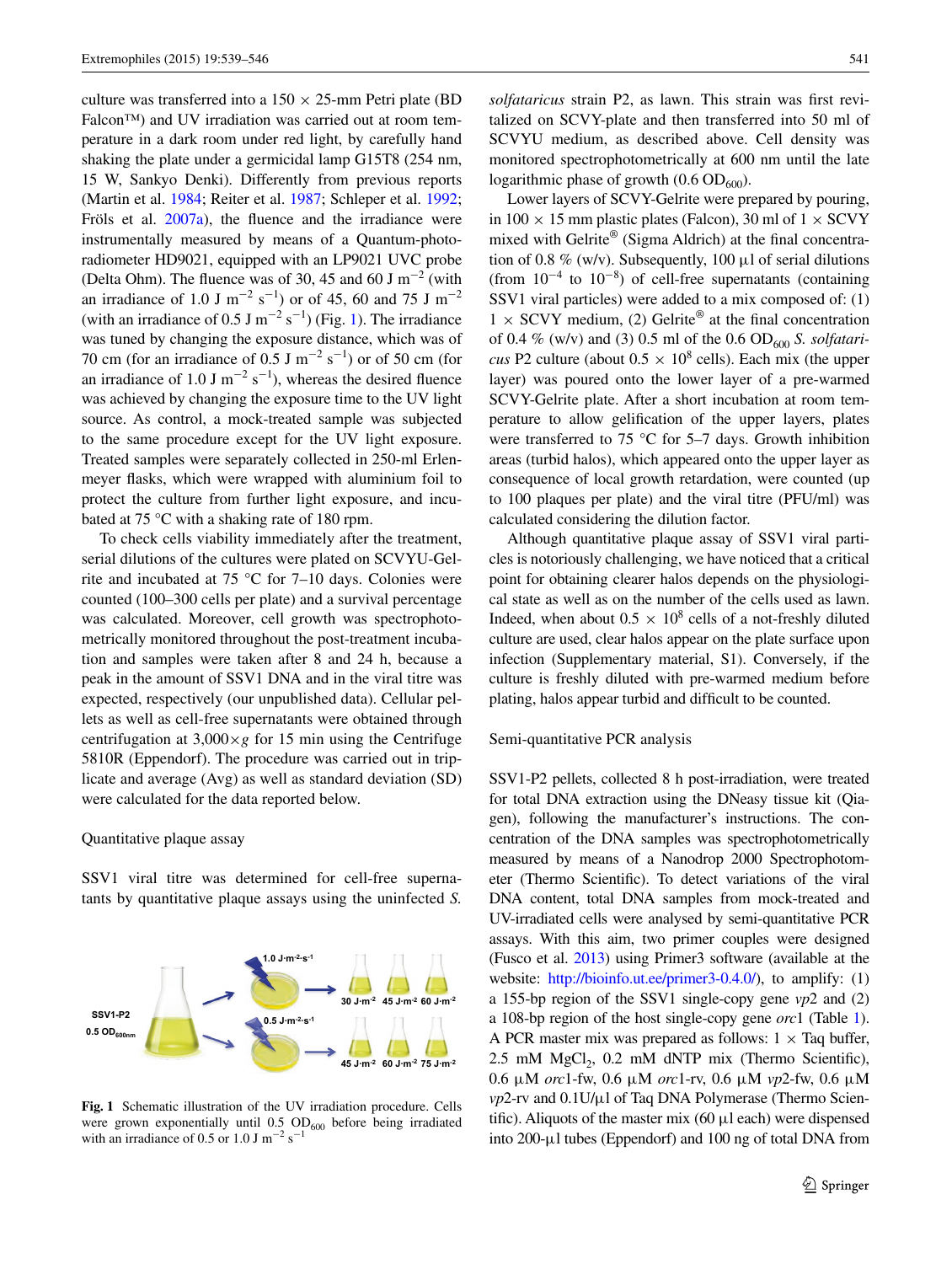culture was transferred into a 150 × 25-mm Petri plate (BD Falcon™) and UV irradiation was carried out at room temperature in a dark room under red light, by carefully hand shaking the plate under a germicidal lamp G15T8 (254 nm, 15 W, Sankyo Denki). Differently from previous reports (Martin et al. 1984; Reiter et al. 1987; Schleper et al. 1992; Fröls et al. 2007a), the fluence and the irradiance were instrumentally measured by means of a Quantum-photo-radiometer HD9021, equipped with an LP9021 UVC probe (Delta Ohm). The fluence was of 30, 45 and 60 J $m^{-2}$ (with an irradiance of 1.0 J $m^{-2}$ $s^{-1}$) or of 45, 60 and 75 J $m^{-2}$ (with an irradiance of 0.5 J $m^{-2}$ $s^{-1}$) (Fig. 1). The irradiance was tuned by changing the exposure distance, which was of 70 cm (for an irradiance of 0.5 J $m^{-2}$ $s^{-1}$) or of 50 cm (for an irradiance of 1.0 J $m^{-2}$ $s^{-1}$), whereas the desired fluence was achieved by changing the exposure time to the UV light source. As control, a mock-treated sample was subjected to the same procedure except for the UV light exposure. Treated samples were separately collected in 250-ml Erlenmeyer flasks, which were wrapped with aluminium foil to protect the culture from further light exposure, and incubated at 75 °C with a shaking rate of 180 rpm.

To check cells viability immediately after the treatment, serial dilutions of the cultures were plated on SCVYU-Gelrite and incubated at 75 °C for 7–10 days. Colonies were counted (100–300 cells per plate) and a survival percentage was calculated. Moreover, cell growth was spectrophotometrically monitored throughout the post-treatment incubation and samples were taken after 8 and 24 h, because a peak in the amount of SSV1 DNA and in the viral titre was expected, respectively (our unpublished data). Cellular pellets as well as cell-free supernatants were obtained through centrifugation at 3,000×*g* for 15 min using the Centrifuge 5810R (Eppendorf). The procedure was carried out in triplicate and average (Avg) as well as standard deviation (SD) were calculated for the data reported below.

### Quantitative plaque assay

SSV1 viral titre was determined for cell-free supernatants by quantitative plaque assays using the uninfected *S. solfataricus* strain P2, as lawn. This strain was first revitalized on SCVY-plate and then transferred into 50 ml of SCVYU medium, as described above. Cell density was monitored spectrophotometrically at 600 nm until the late logarithmic phase of growth (0.6 $OD_{600}$).

Lower layers of SCVY-Gelrite were prepared by pouring, in 100 × 15 mm plastic plates (Falcon), 30 ml of 1 × SCVY mixed with Gelrite® (Sigma Aldrich) at the final concentration of 0.8 % (w/v). Subsequently, 100 µl of serial dilutions (from $10^{-4}$ to $10^{-8}$) of cell-free supernatants (containing SSV1 viral particles) were added to a mix composed of: (1) 1 × SCVY medium, (2) Gelrite® at the final concentration of 0.4 % (w/v) and (3) 0.5 ml of the 0.6 $OD_{600}$ *S. solfataricus* P2 culture (about 0.5 × $10^8$ cells). Each mix (the upper layer) was poured onto the lower layer of a pre-warmed SCVY-Gelrite plate. After a short incubation at room temperature to allow gelification of the upper layers, plates were transferred to 75 °C for 5–7 days. Growth inhibition areas (turbid halos), which appeared onto the upper layer as consequence of local growth retardation, were counted (up to 100 plaques per plate) and the viral titre (PFU/ml) was calculated considering the dilution factor.

Although quantitative plaque assay of SSV1 viral particles is notoriously challenging, we have noticed that a critical point for obtaining clearer halos depends on the physiological state as well as on the number of the cells used as lawn. Indeed, when about 0.5 × $10^8$ cells of a not-freshly diluted culture are used, clear halos appear on the plate surface upon infection (Supplementary material, S1). Conversely, if the culture is freshly diluted with pre-warmed medium before plating, halos appear turbid and difficult to be counted.

**Fig. 1** Schematic illustration of the UV irradiation procedure. Cells were grown exponentially until 0.5 $OD_{600}$ before being irradiated with an irradiance of 0.5 or 1.0 J $m^{-2}$ $s^{-1}$

### Semi-quantitative PCR analysis

SSV1-P2 pellets, collected 8 h post-irradiation, were treated for total DNA extraction using the DNeasy tissue kit (Qiagen), following the manufacturer's instructions. The concentration of the DNA samples was spectrophotometrically measured by means of a Nanodrop 2000 Spectrophotometer (Thermo Scientific). To detect variations of the viral DNA content, total DNA samples from mock-treated and UV-irradiated cells were analysed by semi-quantitative PCR assays. With this aim, two primer couples were designed (Fusco et al. 2013) using Primer3 software (available at the website: http://bioinfo.ut.ee/primer3-0.4.0/), to amplify: (1) a 155-bp region of the SSV1 single-copy gene *vp*2 and (2) a 108-bp region of the host single-copy gene *orc*1 (Table 1). A PCR master mix was prepared as follows: 1 × Taq buffer, 2.5 mM $MgCl_2$, 0.2 mM dNTP mix (Thermo Scientific), 0.6 µM *orc*1-fw, 0.6 µM *orc*1-rv, 0.6 µM *vp*2-fw, 0.6 µM *vp*2-rv and 0.1U/µl of Taq DNA Polymerase (Thermo Scientific). Aliquots of the master mix (60 µl each) were dispensed into 200-µl tubes (Eppendorf) and 100 ng of total DNA from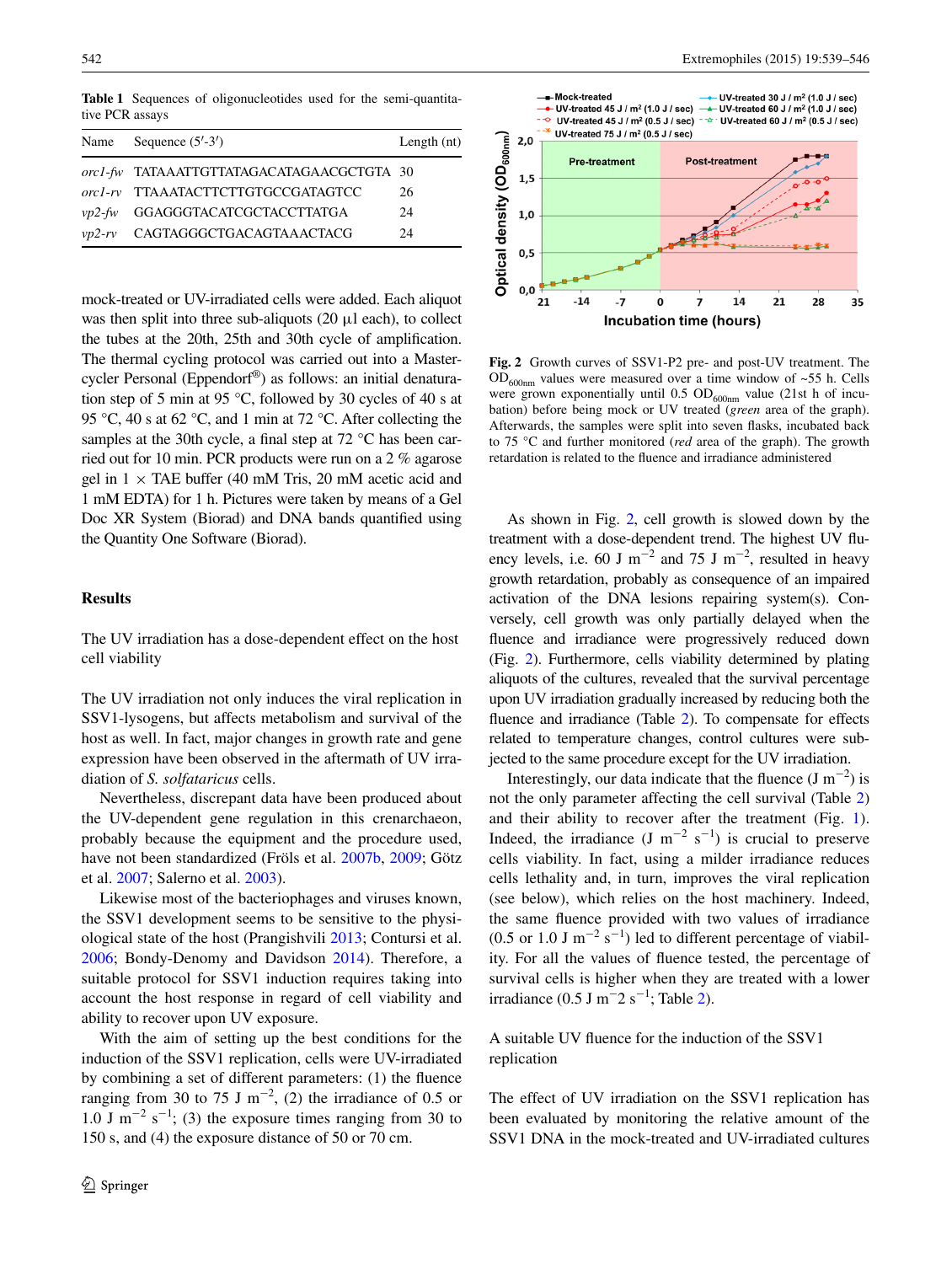**Table 1** Sequences of oligonucleotides used for the semi-quantitative PCR assays

| Name | Sequence (5′-3′) | Length (nt) |
|---|---|---|
| *orc1-fw* | TATAAATTGTTATAGACATAGAACGCTGTA | 30 |
| *orc1-rv* | TTAAATACTTCTTGTGCCGATAGTCC | 26 |
| *vp2-fw* | GGAGGGTACATCGCTACCTTATGA | 24 |
| *vp2-rv* | CAGTAGGGCTGACAGTAAACTACG | 24 |

mock-treated or UV-irradiated cells were added. Each aliquot was then split into three sub-aliquots (20 µl each), to collect the tubes at the 20th, 25th and 30th cycle of amplification. The thermal cycling protocol was carried out into a Mastercycler Personal (Eppendorf®) as follows: an initial denaturation step of 5 min at 95 °C, followed by 30 cycles of 40 s at 95 °C, 40 s at 62 °C, and 1 min at 72 °C. After collecting the samples at the 30th cycle, a final step at 72 °C has been carried out for 10 min. PCR products were run on a 2 % agarose gel in 1 × TAE buffer (40 mM Tris, 20 mM acetic acid and 1 mM EDTA) for 1 h. Pictures were taken by means of a Gel Doc XR System (Biorad) and DNA bands quantified using the Quantity One Software (Biorad).

## Results

### The UV irradiation has a dose-dependent effect on the host cell viability

The UV irradiation not only induces the viral replication in SSV1-lysogens, but affects metabolism and survival of the host as well. In fact, major changes in growth rate and gene expression have been observed in the aftermath of UV irradiation of *S. solfataricus* cells.

Nevertheless, discrepant data have been produced about the UV-dependent gene regulation in this crenarchaeon, probably because the equipment and the procedure used, have not been standardized (Fröls et al. 2007b, 2009; Götz et al. 2007; Salerno et al. 2003).

Likewise most of the bacteriophages and viruses known, the SSV1 development seems to be sensitive to the physiological state of the host (Prangishvili 2013; Contursi et al. 2006; Bondy-Denomy and Davidson 2014). Therefore, a suitable protocol for SSV1 induction requires taking into account the host response in regard of cell viability and ability to recover upon UV exposure.

With the aim of setting up the best conditions for the induction of the SSV1 replication, cells were UV-irradiated by combining a set of different parameters: (1) the fluence ranging from 30 to 75 J $m^{-2}$, (2) the irradiance of 0.5 or 1.0 J $m^{-2}$ $s^{-1}$; (3) the exposure times ranging from 30 to 150 s, and (4) the exposure distance of 50 or 70 cm.

**Fig. 2** Growth curves of SSV1-P2 pre- and post-UV treatment. The $OD_{600nm}$ values were measured over a time window of ~55 h. Cells were grown exponentially until 0.5 $OD_{600nm}$ value (21st h of incubation) before being mock or UV treated (*green* area of the graph). Afterwards, the samples were split into seven flasks, incubated back to 75 °C and further monitored (*red* area of the graph). The growth retardation is related to the fluence and irradiance administered

As shown in Fig. 2, cell growth is slowed down by the treatment with a dose-dependent trend. The highest UV fluency levels, i.e. 60 J $m^{-2}$ and 75 J $m^{-2}$, resulted in heavy growth retardation, probably as consequence of an impaired activation of the DNA lesions repairing system(s). Conversely, cell growth was only partially delayed when the fluence and irradiance were progressively reduced down (Fig. 2). Furthermore, cells viability determined by plating aliquots of the cultures, revealed that the survival percentage upon UV irradiation gradually increased by reducing both the fluence and irradiance (Table 2). To compensate for effects related to temperature changes, control cultures were subjected to the same procedure except for the UV irradiation.

Interestingly, our data indicate that the fluence (J $m^{-2}$) is not the only parameter affecting the cell survival (Table 2) and their ability to recover after the treatment (Fig. 1). Indeed, the irradiance (J $m^{-2}$ $s^{-1}$) is crucial to preserve cells viability. In fact, using a milder irradiance reduces cells lethality and, in turn, improves the viral replication (see below), which relies on the host machinery. Indeed, the same fluence provided with two values of irradiance (0.5 or 1.0 J $m^{-2}$ $s^{-1}$) led to different percentage of viability. For all the values of fluence tested, the percentage of survival cells is higher when they are treated with a lower irradiance (0.5 J $m^{-2}$ $s^{-1}$; Table 2).

### A suitable UV fluence for the induction of the SSV1 replication

The effect of UV irradiation on the SSV1 replication has been evaluated by monitoring the relative amount of the SSV1 DNA in the mock-treated and UV-irradiated cultures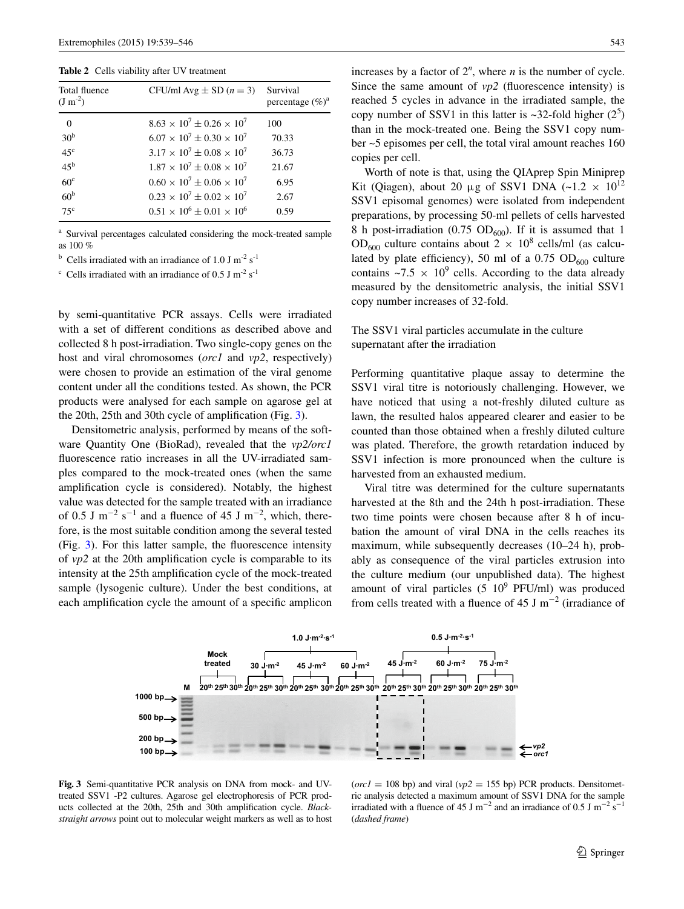**Table 2** Cells viability after UV treatment

| Total fluence ($J\ m^{-2}$) | CFU/ml Avg ± SD ($n = 3$) | Survival percentage (%)[a] |
|---|---|---|
| 0 | $8.63 \times 10^7 \pm 0.26 \times 10^7$ | 100 |
| 30[b] | $6.07 \times 10^7 \pm 0.30 \times 10^7$ | 70.33 |
| 45[c] | $3.17 \times 10^7 \pm 0.08 \times 10^7$ | 36.73 |
| 45[b] | $1.87 \times 10^7 \pm 0.08 \times 10^7$ | 21.67 |
| 60[c] | $0.60 \times 10^7 \pm 0.06 \times 10^7$ | 6.95 |
| 60[b] | $0.23 \times 10^7 \pm 0.02 \times 10^7$ | 2.67 |
| 75[c] | $0.51 \times 10^6 \pm 0.01 \times 10^6$ | 0.59 |

[a] Survival percentages calculated considering the mock-treated sample as 100 %

[b] Cells irradiated with an irradiance of 1.0 $J\ m^{-2}\ s^{-1}$

[c] Cells irradiated with an irradiance of 0.5 $J\ m^{-2}\ s^{-1}$

by semi-quantitative PCR assays. Cells were irradiated with a set of different conditions as described above and collected 8 h post-irradiation. Two single-copy genes on the host and viral chromosomes (*orc1* and *vp2*, respectively) were chosen to provide an estimation of the viral genome content under all the conditions tested. As shown, the PCR products were analysed for each sample on agarose gel at the 20th, 25th and 30th cycle of amplification (Fig. 3).

Densitometric analysis, performed by means of the software Quantity One (BioRad), revealed that the *vp2/orc1* fluorescence ratio increases in all the UV-irradiated samples compared to the mock-treated ones (when the same amplification cycle is considered). Notably, the highest value was detected for the sample treated with an irradiance of 0.5 $J\ m^{-2}\ s^{-1}$ and a fluence of 45 $J\ m^{-2}$, which, therefore, is the most suitable condition among the several tested (Fig. 3). For this latter sample, the fluorescence intensity of *vp2* at the 20th amplification cycle is comparable to its intensity at the 25th amplification cycle of the mock-treated sample (lysogenic culture). Under the best conditions, at each amplification cycle the amount of a specific amplicon increases by a factor of $2^n$, where *n* is the number of cycle. Since the same amount of *vp2* (fluorescence intensity) is reached 5 cycles in advance in the irradiated sample, the copy number of SSV1 in this latter is ~32-fold higher ($2^5$) than in the mock-treated one. Being the SSV1 copy number ~5 episomes per cell, the total viral amount reaches 160 copies per cell.

Worth of note is that, using the QIAprep Spin Miniprep Kit (Qiagen), about 20 µg of SSV1 DNA (~$1.2 \times 10^{12}$ SSV1 episomal genomes) were isolated from independent preparations, by processing 50-ml pellets of cells harvested 8 h post-irradiation (0.75 $OD_{600}$). If it is assumed that 1 $OD_{600}$ culture contains about $2 \times 10^8$ cells/ml (as calculated by plate efficiency), 50 ml of a 0.75 $OD_{600}$ culture contains ~$7.5 \times 10^9$ cells. According to the data already measured by the densitometric analysis, the initial SSV1 copy number increases of 32-fold.

### The SSV1 viral particles accumulate in the culture supernatant after the irradiation

Performing quantitative plaque assay to determine the SSV1 viral titre is notoriously challenging. However, we have noticed that using a not-freshly diluted culture as lawn, the resulted halos appeared clearer and easier to be counted than those obtained when a freshly diluted culture was plated. Therefore, the growth retardation induced by SSV1 infection is more pronounced when the culture is harvested from an exhausted medium.

Viral titre was determined for the culture supernatants harvested at the 8th and the 24th h post-irradiation. These two time points were chosen because after 8 h of incubation the amount of viral DNA in the cells reaches its maximum, while subsequently decreases (10–24 h), probably as consequence of the viral particles extrusion into the culture medium (our unpublished data). The highest amount of viral particles ($5\ 10^9$ PFU/ml) was produced from cells treated with a fluence of 45 $J\ m^{-2}$ (irradiance of

**Fig. 3** Semi-quantitative PCR analysis on DNA from mock- and UV-treated SSV1 -P2 cultures. Agarose gel electrophoresis of PCR products collected at the 20th, 25th and 30th amplification cycle. *Black-straight arrows* point out to molecular weight markers as well as to host (*orc1* = 108 bp) and viral (*vp2* = 155 bp) PCR products. Densitometric analysis detected a maximum amount of SSV1 DNA for the sample irradiated with a fluence of 45 $J\ m^{-2}$ and an irradiance of 0.5 $J\ m^{-2}\ s^{-1}$ (*dashed frame*)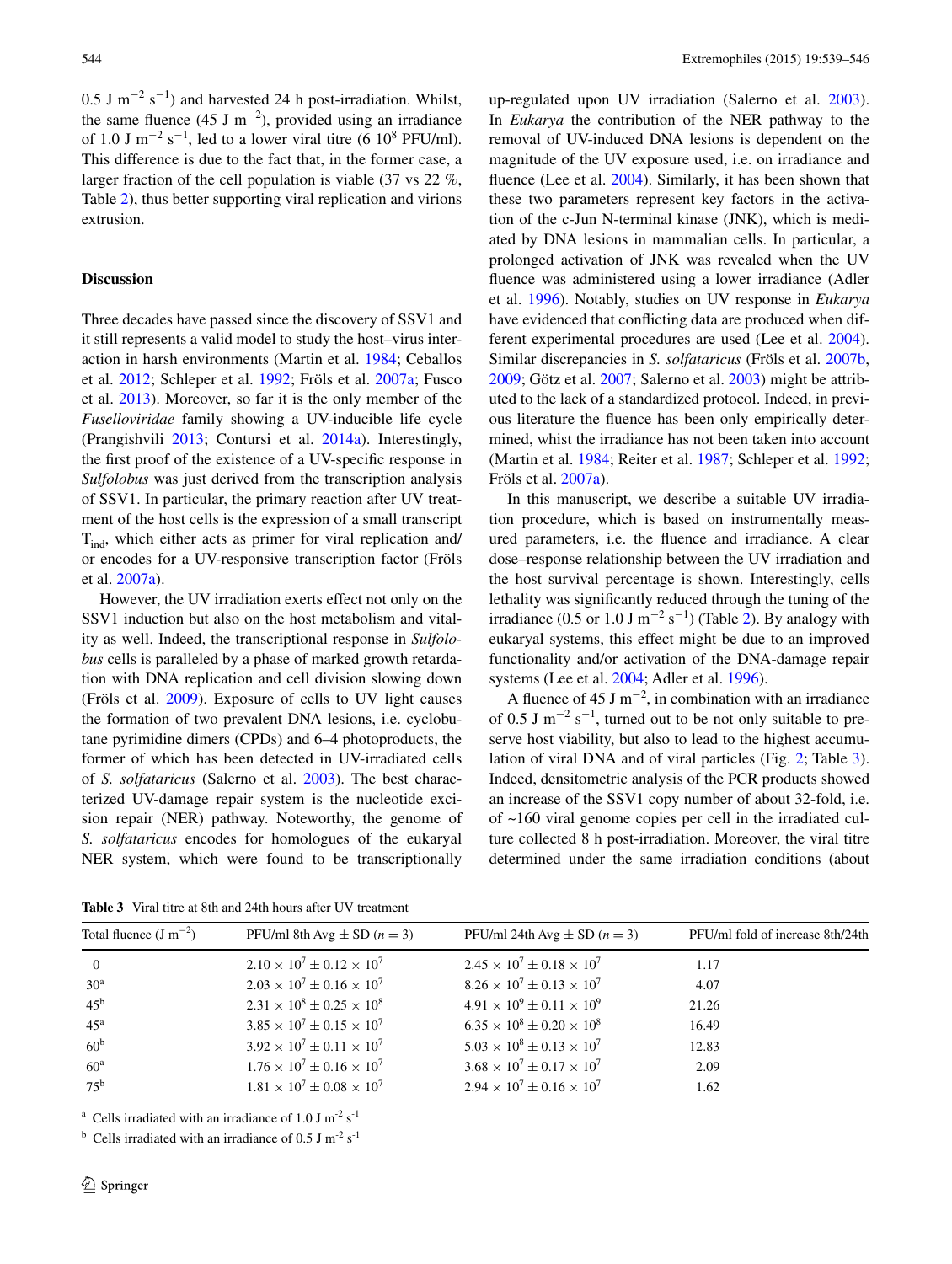0.5 J m$^{-2}$ s$^{-1}$) and harvested 24 h post-irradiation. Whilst, the same fluence (45 J m$^{-2}$), provided using an irradiance of 1.0 J m$^{-2}$ s$^{-1}$, led to a lower viral titre (6 $10^8$ PFU/ml). This difference is due to the fact that, in the former case, a larger fraction of the cell population is viable (37 vs 22 %, Table 2), thus better supporting viral replication and virions extrusion.

## Discussion

Three decades have passed since the discovery of SSV1 and it still represents a valid model to study the host–virus interaction in harsh environments (Martin et al. 1984; Ceballos et al. 2012; Schleper et al. 1992; Fröls et al. 2007a; Fusco et al. 2013). Moreover, so far it is the only member of the *Fuselloviridae* family showing a UV-inducible life cycle (Prangishvili 2013; Contursi et al. 2014a). Interestingly, the first proof of the existence of a UV-specific response in *Sulfolobus* was just derived from the transcription analysis of SSV1. In particular, the primary reaction after UV treatment of the host cells is the expression of a small transcript $T_{ind}$, which either acts as primer for viral replication and/or encodes for a UV-responsive transcription factor (Fröls et al. 2007a).

However, the UV irradiation exerts effect not only on the SSV1 induction but also on the host metabolism and vitality as well. Indeed, the transcriptional response in *Sulfolobus* cells is paralleled by a phase of marked growth retardation with DNA replication and cell division slowing down (Fröls et al. 2009). Exposure of cells to UV light causes the formation of two prevalent DNA lesions, i.e. cyclobutane pyrimidine dimers (CPDs) and 6–4 photoproducts, the former of which has been detected in UV-irradiated cells of *S. solfataricus* (Salerno et al. 2003). The best characterized UV-damage repair system is the nucleotide excision repair (NER) pathway. Noteworthy, the genome of *S. solfataricus* encodes for homologues of the eukaryal NER system, which were found to be transcriptionally up-regulated upon UV irradiation (Salerno et al. 2003). In *Eukarya* the contribution of the NER pathway to the removal of UV-induced DNA lesions is dependent on the magnitude of the UV exposure used, i.e. on irradiance and fluence (Lee et al. 2004). Similarly, it has been shown that these two parameters represent key factors in the activation of the c-Jun N-terminal kinase (JNK), which is mediated by DNA lesions in mammalian cells. In particular, a prolonged activation of JNK was revealed when the UV fluence was administered using a lower irradiance (Adler et al. 1996). Notably, studies on UV response in *Eukarya* have evidenced that conflicting data are produced when different experimental procedures are used (Lee et al. 2004). Similar discrepancies in *S. solfataricus* (Fröls et al. 2007b, 2009; Götz et al. 2007; Salerno et al. 2003) might be attributed to the lack of a standardized protocol. Indeed, in previous literature the fluence has been only empirically determined, whilst the irradiance has not been taken into account (Martin et al. 1984; Reiter et al. 1987; Schleper et al. 1992; Fröls et al. 2007a).

In this manuscript, we describe a suitable UV irradiation procedure, which is based on instrumentally measured parameters, i.e. the fluence and irradiance. A clear dose–response relationship between the UV irradiation and the host survival percentage is shown. Interestingly, cells lethality was significantly reduced through the tuning of the irradiance (0.5 or 1.0 J m$^{-2}$ s$^{-1}$) (Table 2). By analogy with eukaryal systems, this effect might be due to an improved functionality and/or activation of the DNA-damage repair systems (Lee et al. 2004; Adler et al. 1996).

A fluence of 45 J m$^{-2}$, in combination with an irradiance of 0.5 J m$^{-2}$ s$^{-1}$, turned out to be not only suitable to preserve host viability, but also to lead to the highest accumulation of viral DNA and of viral particles (Fig. 2; Table 3). Indeed, densitometric analysis of the PCR products showed an increase of the SSV1 copy number of about 32-fold, i.e. of ~160 viral genome copies per cell in the irradiated culture collected 8 h post-irradiation. Moreover, the viral titre determined under the same irradiation conditions (about

**Table 3** Viral titre at 8th and 24th hours after UV treatment

| Total fluence (J m$^{-2}$) | PFU/ml 8th Avg ± SD (n = 3) | PFU/ml 24th Avg ± SD (n = 3) | PFU/ml fold of increase 8th/24th |
|---|---|---|---|
| 0 | $2.10 \times 10^7 \pm 0.12 \times 10^7$ | $2.45 \times 10^7 \pm 0.18 \times 10^7$ | 1.17 |
| 30[a] | $2.03 \times 10^7 \pm 0.16 \times 10^7$ | $8.26 \times 10^7 \pm 0.13 \times 10^7$ | 4.07 |
| 45[b] | $2.31 \times 10^8 \pm 0.25 \times 10^8$ | $4.91 \times 10^9 \pm 0.11 \times 10^9$ | 21.26 |
| 45[a] | $3.85 \times 10^7 \pm 0.15 \times 10^7$ | $6.35 \times 10^8 \pm 0.20 \times 10^8$ | 16.49 |
| 60[b] | $3.92 \times 10^7 \pm 0.11 \times 10^7$ | $5.03 \times 10^8 \pm 0.13 \times 10^7$ | 12.83 |
| 60[a] | $1.76 \times 10^7 \pm 0.16 \times 10^7$ | $3.68 \times 10^7 \pm 0.17 \times 10^7$ | 2.09 |
| 75[b] | $1.81 \times 10^7 \pm 0.08 \times 10^7$ | $2.94 \times 10^7 \pm 0.16 \times 10^7$ | 1.62 |

[a] Cells irradiated with an irradiance of 1.0 J m$^{-2}$ s$^{-1}$

[b] Cells irradiated with an irradiance of 0.5 J m$^{-2}$ s$^{-1}$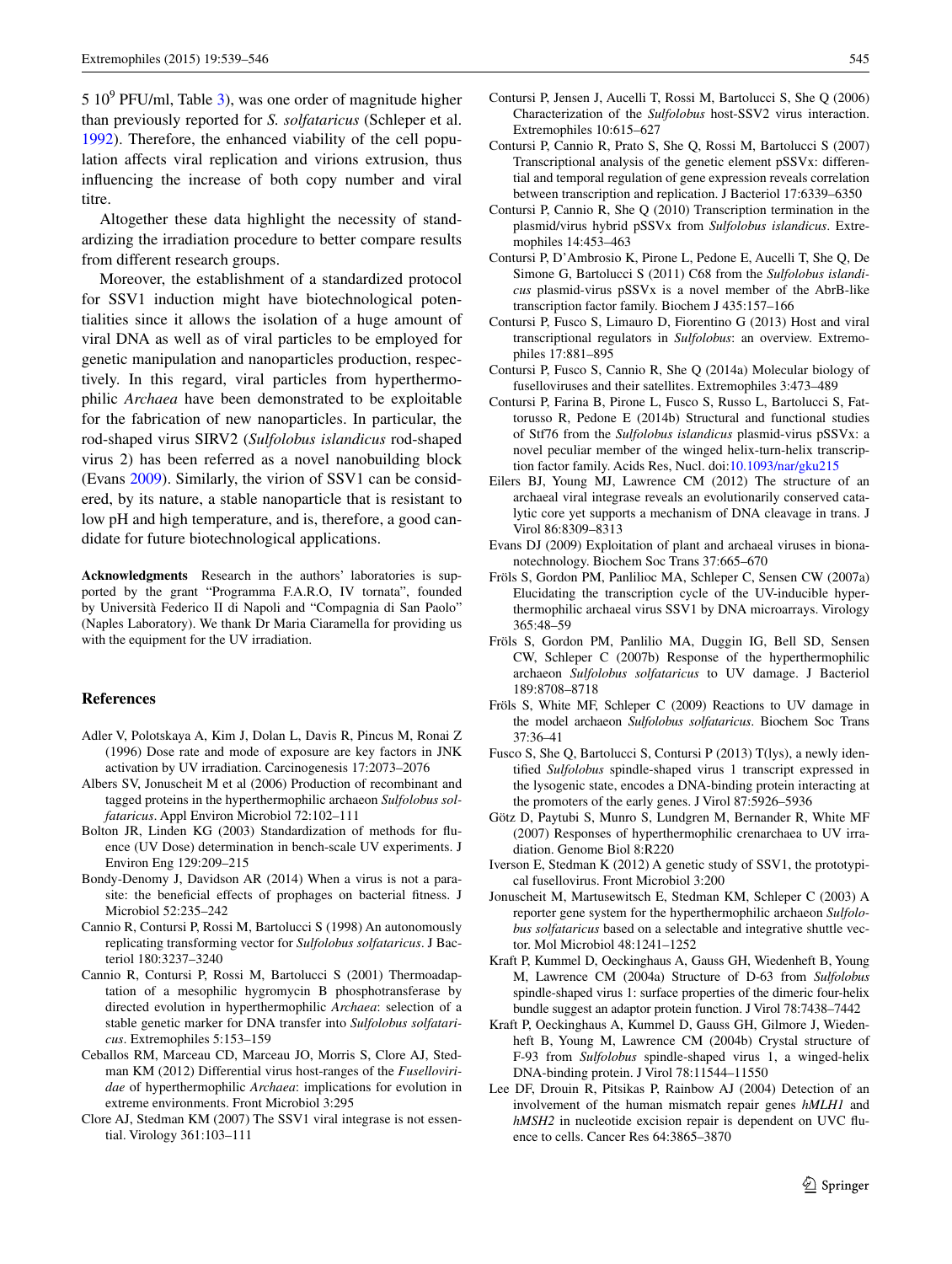5 $10^9$ PFU/ml, Table 3), was one order of magnitude higher than previously reported for *S. solfataricus* (Schleper et al. 1992). Therefore, the enhanced viability of the cell population affects viral replication and virions extrusion, thus influencing the increase of both copy number and viral titre.

Altogether these data highlight the necessity of standardizing the irradiation procedure to better compare results from different research groups.

Moreover, the establishment of a standardized protocol for SSV1 induction might have biotechnological potentialities since it allows the isolation of a huge amount of viral DNA as well as of viral particles to be employed for genetic manipulation and nanoparticles production, respectively. In this regard, viral particles from hyperthermophilic *Archaea* have been demonstrated to be exploitable for the fabrication of new nanoparticles. In particular, the rod-shaped virus SIRV2 (*Sulfolobus islandicus* rod-shaped virus 2) has been referred as a novel nanobuilding block (Evans 2009). Similarly, the virion of SSV1 can be considered, by its nature, a stable nanoparticle that is resistant to low pH and high temperature, and is, therefore, a good candidate for future biotechnological applications.

**Acknowledgments** Research in the authors' laboratories is supported by the grant "Programma F.A.R.O, IV tornata", founded by Università Federico II di Napoli and "Compagnia di San Paolo" (Naples Laboratory). We thank Dr Maria Ciaramella for providing us with the equipment for the UV irradiation.

## References

Adler V, Polotskaya A, Kim J, Dolan L, Davis R, Pincus M, Ronai Z (1996) Dose rate and mode of exposure are key factors in JNK activation by UV irradiation. Carcinogenesis 17:2073–2076

Albers SV, Jonuscheit M et al (2006) Production of recombinant and tagged proteins in the hyperthermophilic archaeon *Sulfolobus solfataricus*. Appl Environ Microbiol 72:102–111

Bolton JR, Linden KG (2003) Standardization of methods for fluence (UV Dose) determination in bench-scale UV experiments. J Environ Eng 129:209–215

Bondy-Denomy J, Davidson AR (2014) When a virus is not a parasite: the beneficial effects of prophages on bacterial fitness. J Microbiol 52:235–242

Cannio R, Contursi P, Rossi M, Bartolucci S (1998) An autonomously replicating transforming vector for *Sulfolobus solfataricus*. J Bacteriol 180:3237–3240

Cannio R, Contursi P, Rossi M, Bartolucci S (2001) Thermoadaptation of a mesophilic hygromycin B phosphotransferase by directed evolution in hyperthermophilic *Archaea*: selection of a stable genetic marker for DNA transfer into *Sulfolobus solfataricus*. Extremophiles 5:153–159

Ceballos RM, Marceau CD, Marceau JO, Morris S, Clore AJ, Stedman KM (2012) Differential virus host-ranges of the *Fuselloviridae* of hyperthermophilic *Archaea*: implications for evolution in extreme environments. Front Microbiol 3:295

Clore AJ, Stedman KM (2007) The SSV1 viral integrase is not essential. Virology 361:103–111

Contursi P, Jensen J, Aucelli T, Rossi M, Bartolucci S, She Q (2006) Characterization of the *Sulfolobus* host-SSV2 virus interaction. Extremophiles 10:615–627

Contursi P, Cannio R, Prato S, She Q, Rossi M, Bartolucci S (2007) Transcriptional analysis of the genetic element pSSVx: differential and temporal regulation of gene expression reveals correlation between transcription and replication. J Bacteriol 17:6339–6350

Contursi P, Cannio R, She Q (2010) Transcription termination in the plasmid/virus hybrid pSSVx from *Sulfolobus islandicus*. Extremophiles 14:453–463

Contursi P, D'Ambrosio K, Pirone L, Pedone E, Aucelli T, She Q, De Simone G, Bartolucci S (2011) C68 from the *Sulfolobus islandicus* plasmid-virus pSSVx is a novel member of the AbrB-like transcription factor family. Biochem J 435:157–166

Contursi P, Fusco S, Limauro D, Fiorentino G (2013) Host and viral transcriptional regulators in *Sulfolobus*: an overview. Extremophiles 17:881–895

Contursi P, Fusco S, Cannio R, She Q (2014a) Molecular biology of fuselloviruses and their satellites. Extremophiles 3:473–489

Contursi P, Farina B, Pirone L, Fusco S, Russo L, Bartolucci S, Fattorusso R, Pedone E (2014b) Structural and functional studies of Stf76 from the *Sulfolobus islandicus* plasmid-virus pSSVx: a novel peculiar member of the winged helix-turn-helix transcription factor family. Acids Res, Nucl. doi:10.1093/nar/gku215

Eilers BJ, Young MJ, Lawrence CM (2012) The structure of an archaeal viral integrase reveals an evolutionarily conserved catalytic core yet supports a mechanism of DNA cleavage in trans. J Virol 86:8309–8313

Evans DJ (2009) Exploitation of plant and archaeal viruses in bionanotechnology. Biochem Soc Trans 37:665–670

Fröls S, Gordon PM, Panlilioc MA, Schleper C, Sensen CW (2007a) Elucidating the transcription cycle of the UV-inducible hyperthermophilic archaeal virus SSV1 by DNA microarrays. Virology 365:48–59

Fröls S, Gordon PM, Panlilio MA, Duggin IG, Bell SD, Sensen CW, Schleper C (2007b) Response of the hyperthermophilic archaeon *Sulfolobus solfataricus* to UV damage. J Bacteriol 189:8708–8718

Fröls S, White MF, Schleper C (2009) Reactions to UV damage in the model archaeon *Sulfolobus solfataricus*. Biochem Soc Trans 37:36–41

Fusco S, She Q, Bartolucci S, Contursi P (2013) T(lys), a newly identified *Sulfolobus* spindle-shaped virus 1 transcript expressed in the lysogenic state, encodes a DNA-binding protein interacting at the promoters of the early genes. J Virol 87:5926–5936

Götz D, Paytubi S, Munro S, Lundgren M, Bernander R, White MF (2007) Responses of hyperthermophilic crenarchaea to UV irradiation. Genome Biol 8:R220

Iverson E, Stedman K (2012) A genetic study of SSV1, the prototypical fusellovirus. Front Microbiol 3:200

Jonuscheit M, Martusewitsch E, Stedman KM, Schleper C (2003) A reporter gene system for the hyperthermophilic archaeon *Sulfolobus solfataricus* based on a selectable and integrative shuttle vector. Mol Microbiol 48:1241–1252

Kraft P, Kummel D, Oeckinghaus A, Gauss GH, Wiedenheft B, Young M, Lawrence CM (2004a) Structure of D-63 from *Sulfolobus* spindle-shaped virus 1: surface properties of the dimeric four-helix bundle suggest an adaptor protein function. J Virol 78:7438–7442

Kraft P, Oeckinghaus A, Kummel D, Gauss GH, Gilmore J, Wiedenheft B, Young M, Lawrence CM (2004b) Crystal structure of F-93 from *Sulfolobus* spindle-shaped virus 1, a winged-helix DNA-binding protein. J Virol 78:11544–11550

Lee DF, Drouin R, Pitsikas P, Rainbow AJ (2004) Detection of an involvement of the human mismatch repair genes *hMLH1* and *hMSH2* in nucleotide excision repair is dependent on UVC fluence to cells. Cancer Res 64:3865–3870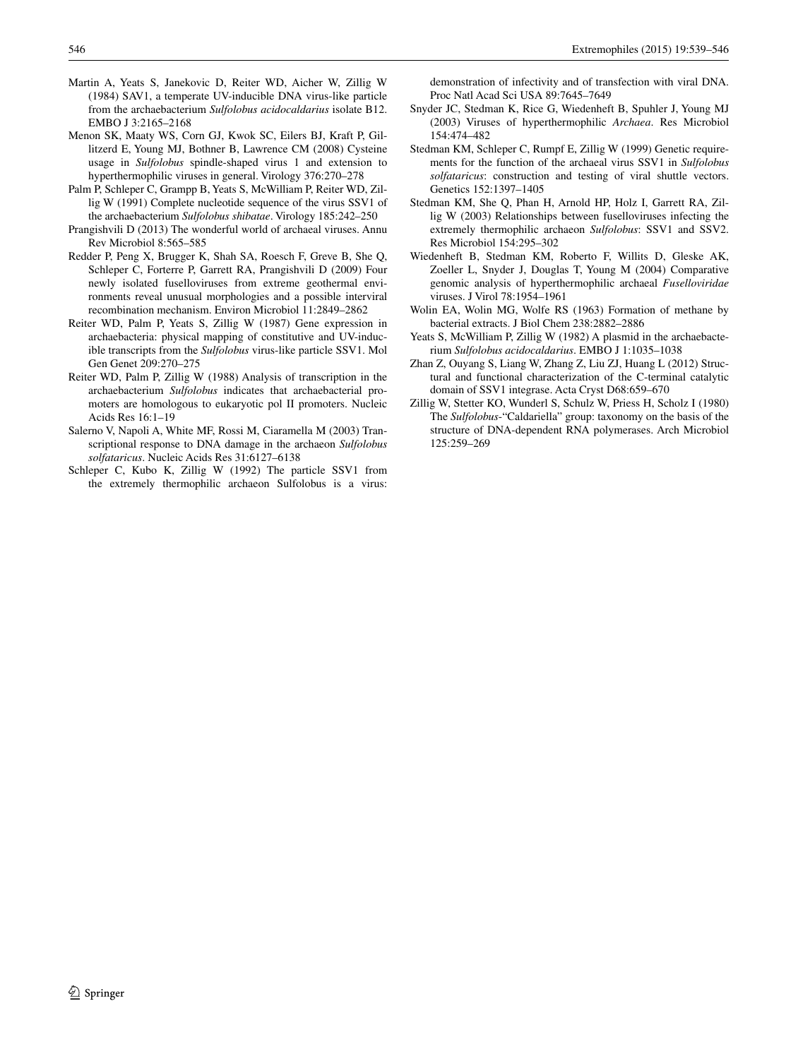Martin A, Yeats S, Janekovic D, Reiter WD, Aicher W, Zillig W (1984) SAV1, a temperate UV-inducible DNA virus-like particle from the archaebacterium *Sulfolobus acidocaldarius* isolate B12. EMBO J 3:2165–2168

Menon SK, Maaty WS, Corn GJ, Kwok SC, Eilers BJ, Kraft P, Gillitzerd E, Young MJ, Bothner B, Lawrence CM (2008) Cysteine usage in *Sulfolobus* spindle-shaped virus 1 and extension to hyperthermophilic viruses in general. Virology 376:270–278

Palm P, Schleper C, Grampp B, Yeats S, McWilliam P, Reiter WD, Zillig W (1991) Complete nucleotide sequence of the virus SSV1 of the archaebacterium *Sulfolobus shibatae*. Virology 185:242–250

Prangishvili D (2013) The wonderful world of archaeal viruses. Annu Rev Microbiol 8:565–585

Redder P, Peng X, Brugger K, Shah SA, Roesch F, Greve B, She Q, Schleper C, Forterre P, Garrett RA, Prangishvili D (2009) Four newly isolated fuselloviruses from extreme geothermal environments reveal unusual morphologies and a possible interviral recombination mechanism. Environ Microbiol 11:2849–2862

Reiter WD, Palm P, Yeats S, Zillig W (1987) Gene expression in archaebacteria: physical mapping of constitutive and UV-inducible transcripts from the *Sulfolobus* virus-like particle SSV1. Mol Gen Genet 209:270–275

Reiter WD, Palm P, Zillig W (1988) Analysis of transcription in the archaebacterium *Sulfolobus* indicates that archaebacterial promoters are homologous to eukaryotic pol II promoters. Nucleic Acids Res 16:1–19

Salerno V, Napoli A, White MF, Rossi M, Ciaramella M (2003) Transcriptional response to DNA damage in the archaeon *Sulfolobus solfataricus*. Nucleic Acids Res 31:6127–6138

Schleper C, Kubo K, Zillig W (1992) The particle SSV1 from the extremely thermophilic archaeon Sulfolobus is a virus: demonstration of infectivity and of transfection with viral DNA. Proc Natl Acad Sci USA 89:7645–7649

Snyder JC, Stedman K, Rice G, Wiedenheft B, Spuhler J, Young MJ (2003) Viruses of hyperthermophilic *Archaea*. Res Microbiol 154:474–482

Stedman KM, Schleper C, Rumpf E, Zillig W (1999) Genetic requirements for the function of the archaeal virus SSV1 in *Sulfolobus solfataricus*: construction and testing of viral shuttle vectors. Genetics 152:1397–1405

Stedman KM, She Q, Phan H, Arnold HP, Holz I, Garrett RA, Zillig W (2003) Relationships between fuselloviruses infecting the extremely thermophilic archaeon *Sulfolobus*: SSV1 and SSV2. Res Microbiol 154:295–302

Wiedenheft B, Stedman KM, Roberto F, Willits D, Gleske AK, Zoeller L, Snyder J, Douglas T, Young M (2004) Comparative genomic analysis of hyperthermophilic archaeal *Fuselloviridae* viruses. J Virol 78:1954–1961

Wolin EA, Wolin MG, Wolfe RS (1963) Formation of methane by bacterial extracts. J Biol Chem 238:2882–2886

Yeats S, McWilliam P, Zillig W (1982) A plasmid in the archaebacterium *Sulfolobus acidocaldarius*. EMBO J 1:1035–1038

Zhan Z, Ouyang S, Liang W, Zhang Z, Liu ZJ, Huang L (2012) Structural and functional characterization of the C-terminal catalytic domain of SSV1 integrase. Acta Cryst D68:659–670

Zillig W, Stetter KO, Wunderl S, Schulz W, Priess H, Scholz I (1980) The *Sulfolobus*-"Caldariella" group: taxonomy on the basis of the structure of DNA-dependent RNA polymerases. Arch Microbiol 125:259–269